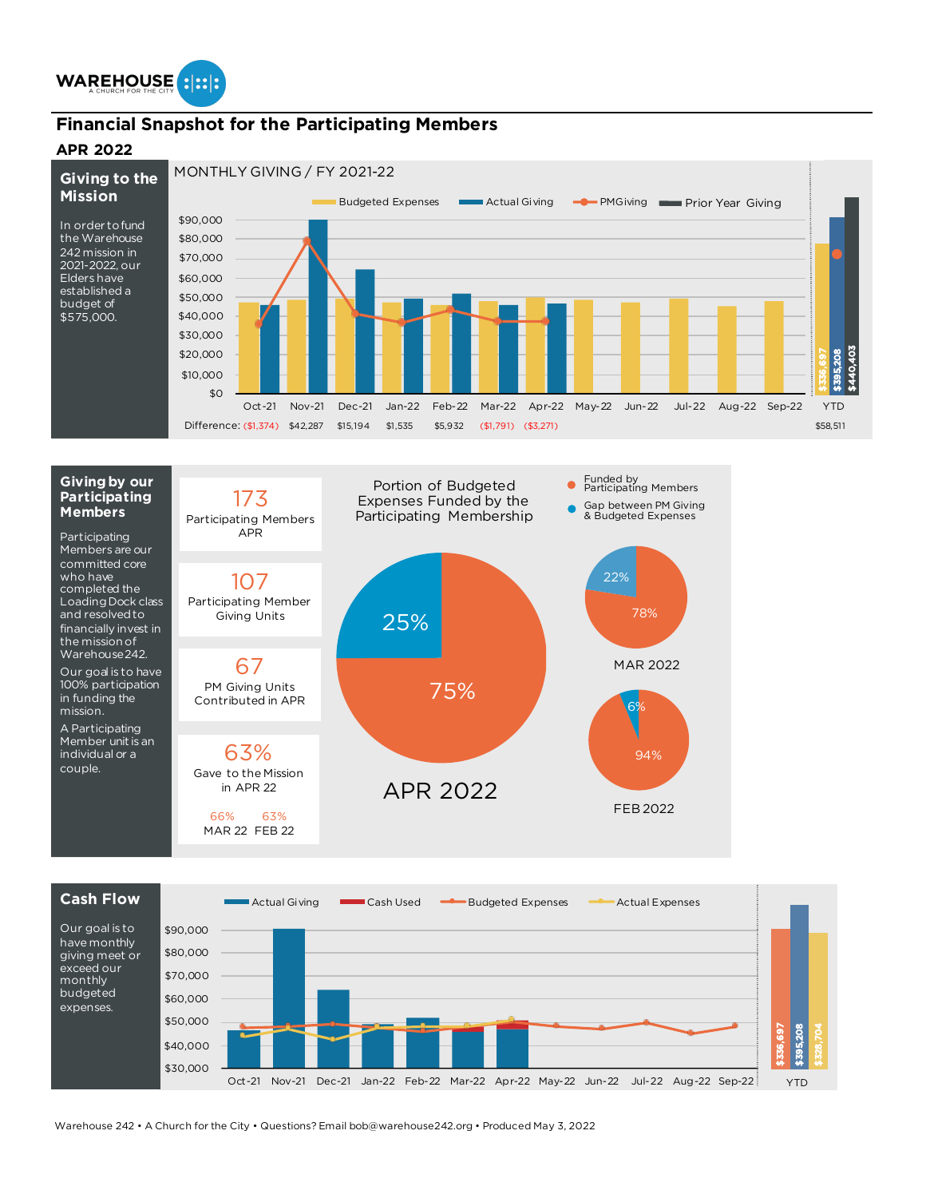WAREHOUSE
A CHURCH FOR THE CITY

# Financial Snapshot for the Participating Members

## APR 2022

### Giving to the Mission

In order to fund the Warehouse 242 mission in 2021-2022, our Elders have established a budget of $575,000.

MONTHLY GIVING / FY 2021-22

Budgeted Expenses | Actual Giving | PMGiving | Prior Year Giving

| | Oct-21 | Nov-21 | Dec-21 | Jan-22 | Feb-22 | Mar-22 | Apr-22 | May-22 | Jun-22 | Jul-22 | Aug-22 | Sep-22 | YTD |
|---|---|---|---|---|---|---|---|---|---|---|---|---|---|
| Difference: | ($1,374) | $42,287 | $15,194 | $1,535 | $5,932 | ($1,791) | ($3,271) | | | | | | $58,511 |

YTD: $336,697 | $395,208 | $440,403

### Giving by our Participating Members

Participating Members are our committed core who have completed the Loading Dock class and resolved to financially invest in the mission of Warehouse 242.

Our goal is to have 100% participation in funding the mission.

A Participating Member unit is an individual or a couple.

**173**
Participating Members APR

**107**
Participating Member Giving Units

**67**
PM Giving Units Contributed in APR

**63%**
Gave to the Mission in APR 22

| 66% | 63% |
|---|---|
| MAR 22 | FEB 22 |

Portion of Budgeted Expenses Funded by the Participating Membership

- Funded by Participating Members
- Gap between PM Giving & Budgeted Expenses

| | Funded by Participating Members | Gap |
|---|---|---|
| APR 2022 | 75% | 25% |
| MAR 2022 | 78% | 22% |
| FEB 2022 | 94% | 6% |

### Cash Flow

Our goal is to have monthly giving meet or exceed our monthly budgeted expenses.

Actual Giving | Cash Used | Budgeted Expenses | Actual Expenses

YTD: $336,697 | $395,208 | $328,704

Warehouse 242 • A Church for the City • Questions? Email bob@warehouse242.org • Produced May 3, 2022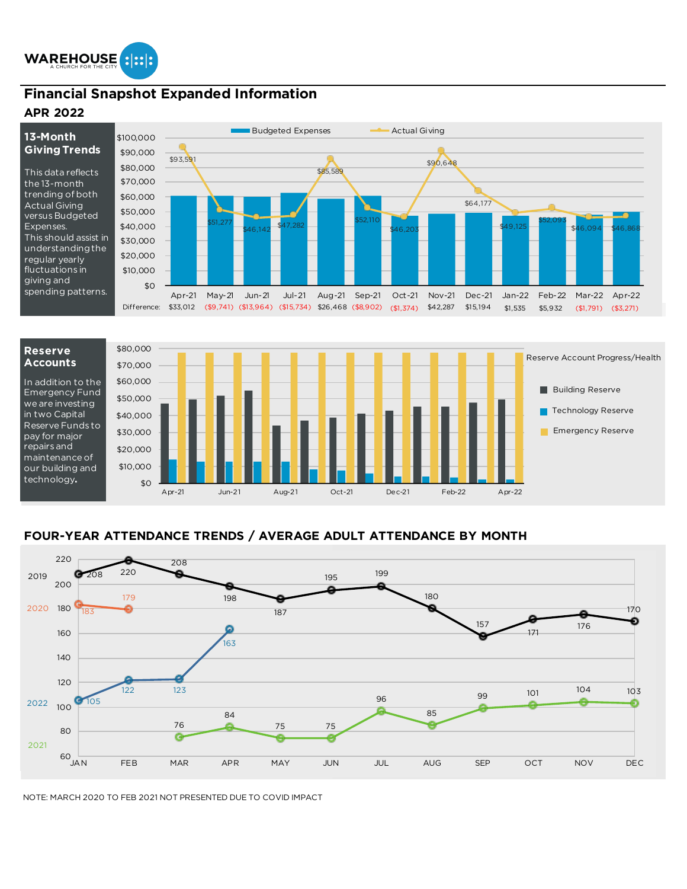**WAREHOUSE** A CHURCH FOR THE CITY

## Financial Snapshot Expanded Information

### APR 2022

### 13-Month Giving Trends

This data reflects the 13-month trending of both Actual Giving versus Budgeted Expenses. This should assist in understanding the regular yearly fluctuations in giving and spending patterns.

Budgeted Expenses
Actual Giving

$100,000
$90,000
$80,000
$70,000
$60,000
$50,000
$40,000
$30,000
$20,000
$10,000
$0

$93,591
$51,277
$46,142
$47,282
$85,589
$52,110
$46,203
$90,648
$64,177
$49,125
$52,093
$46,094
$46,868

Apr-21 May-21 Jun-21 Jul-21 Aug-21 Sep-21 Oct-21 Nov-21 Dec-21 Jan-22 Feb-22 Mar-22 Apr-22

Difference: $33,012 ($9,741) ($13,964) ($15,734) $26,468 ($8,902) ($1,374) $42,287 $15,194 $1,535 $5,932 ($1,791) ($3,271)

### Reserve Accounts

In addition to the Emergency Fund we are investing in two Capital Reserve Funds to pay for major repairs and maintenance of our building and technology.

$80,000
$70,000
$60,000
$50,000
$40,000
$30,000
$20,000
$10,000
$0

Apr-21 Jun-21 Aug-21 Oct-21 Dec-21 Feb-22 Apr-22

Reserve Account Progress/Health

Building Reserve
Technology Reserve
Emergency Reserve

### FOUR-YEAR ATTENDANCE TRENDS / AVERAGE ADULT ATTENDANCE BY MONTH

220
200
180
160
140
120
100
80
60

2019
2020
2022
2021

208 220 208 198 187 195 199 180 157 171 176 170

183 179

105 122 123 163

76 84 75 75 96 85 99 101 104 103

JAN FEB MAR APR MAY JUN JUL AUG SEP OCT NOV DEC

NOTE: MARCH 2020 TO FEB 2021 NOT PRESENTED DUE TO COVID IMPACT